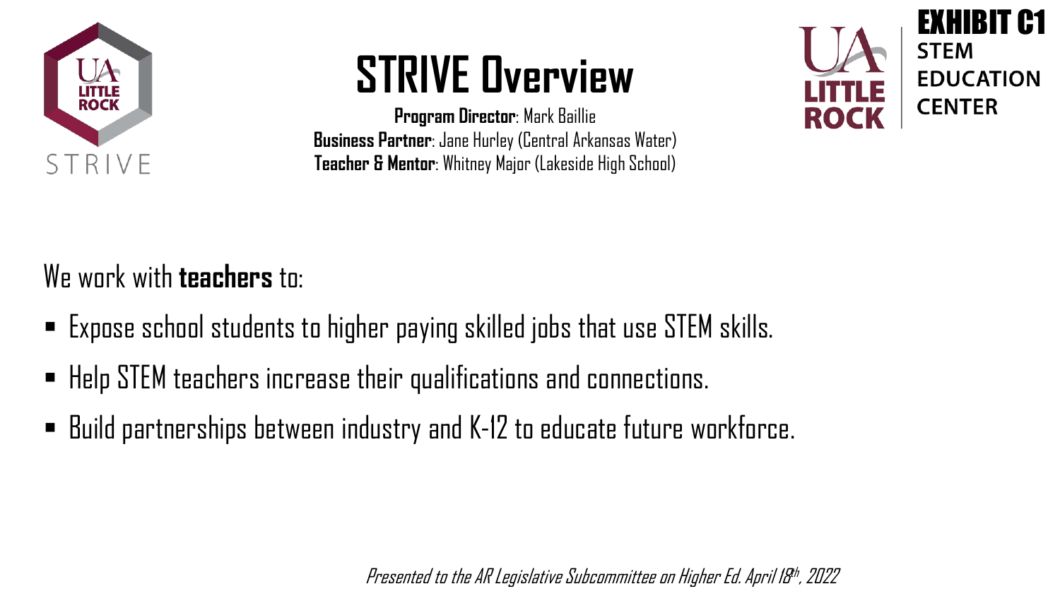EXHIBIT C1

# STRIVE Overview

**Program Director**: Mark Baillie
**Business Partner**: Jane Hurley (Central Arkansas Water)
**Teacher & Mentor**: Whitney Major (Lakeside High School)

We work with **teachers** to:

- Expose school students to higher paying skilled jobs that use STEM skills.
- Help STEM teachers increase their qualifications and connections.
- Build partnerships between industry and K-12 to educate future workforce.

*Presented to the AR Legislative Subcommittee on Higher Ed. April 18th, 2022*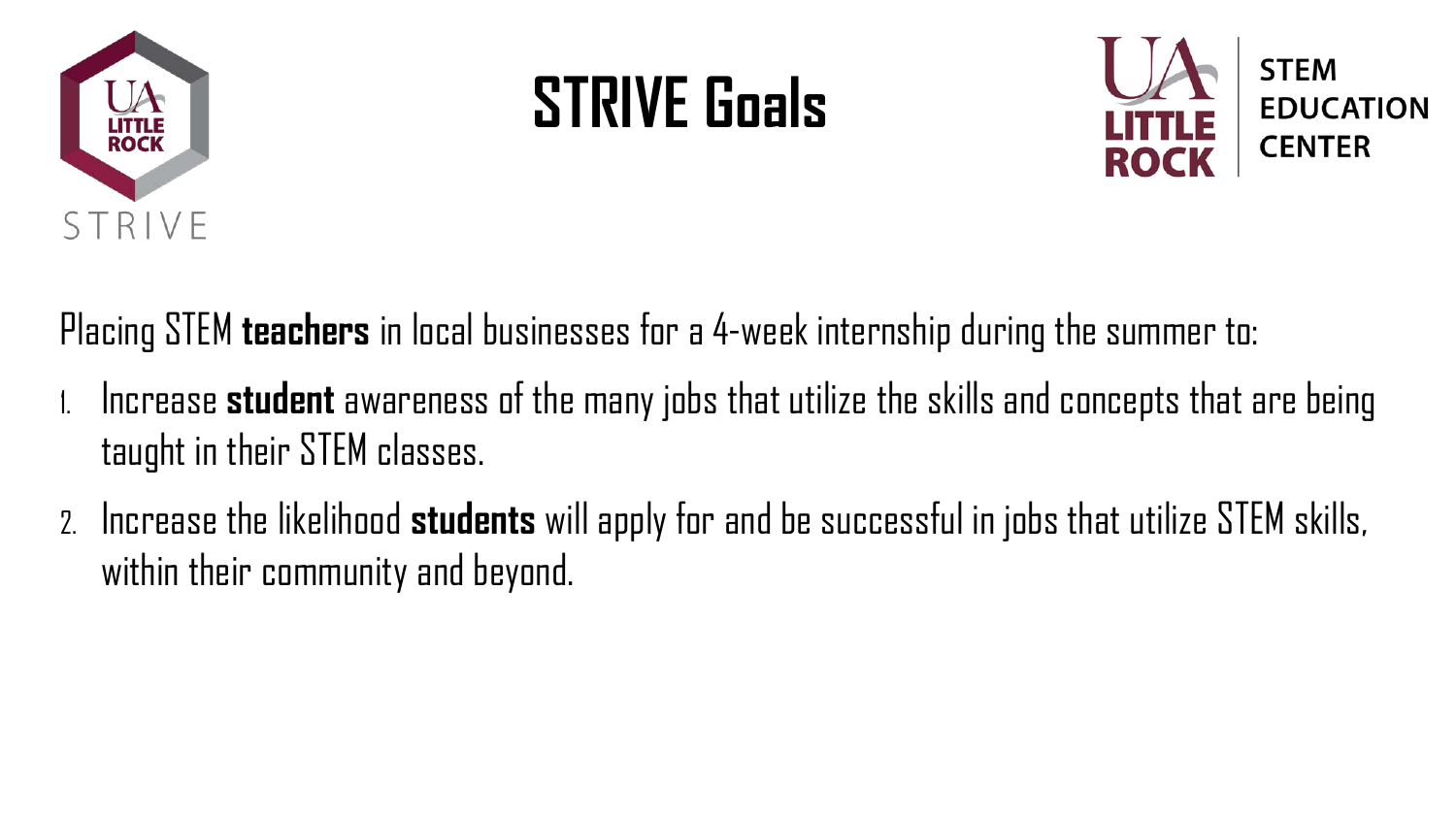# STRIVE Goals

Placing STEM **teachers** in local businesses for a 4-week internship during the summer to:

1. Increase **student** awareness of the many jobs that utilize the skills and concepts that are being taught in their STEM classes.
2. Increase the likelihood **students** will apply for and be successful in jobs that utilize STEM skills, within their community and beyond.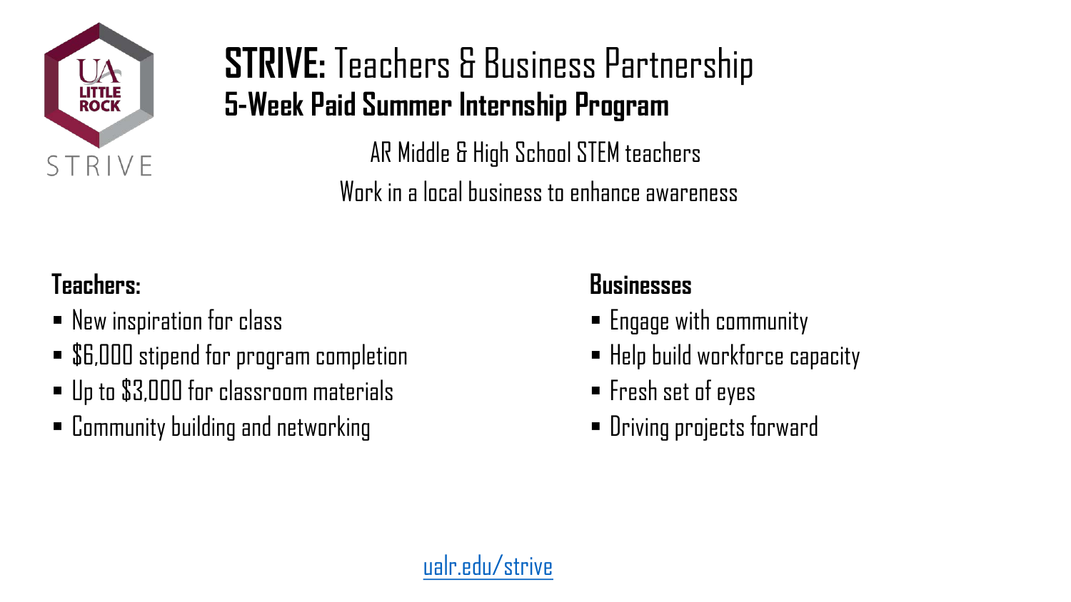# **STRIVE:** Teachers & Business Partnership

## 5-Week Paid Summer Internship Program

AR Middle & High School STEM teachers

Work in a local business to enhance awareness

**Teachers:**

- New inspiration for class
- $6,000 stipend for program completion
- Up to $3,000 for classroom materials
- Community building and networking

**Businesses**

- Engage with community
- Help build workforce capacity
- Fresh set of eyes
- Driving projects forward

[ualr.edu/strive](ualr.edu/strive)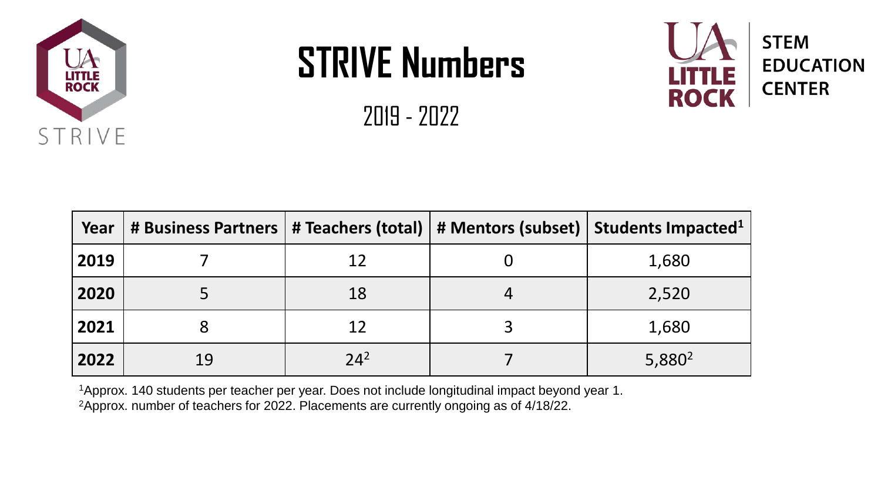# STRIVE Numbers

2019 - 2022

| Year | # Business Partners | # Teachers (total) | # Mentors (subset) | Students Impacted[1] |
|---|---|---|---|---|
| **2019** | 7 | 12 | 0 | 1,680 |
| **2020** | 5 | 18 | 4 | 2,520 |
| **2021** | 8 | 12 | 3 | 1,680 |
| **2022** | 19 | 24[2] | 7 | 5,880[2] |

[1]Approx. 140 students per teacher per year. Does not include longitudinal impact beyond year 1.
[2]Approx. number of teachers for 2022. Placements are currently ongoing as of 4/18/22.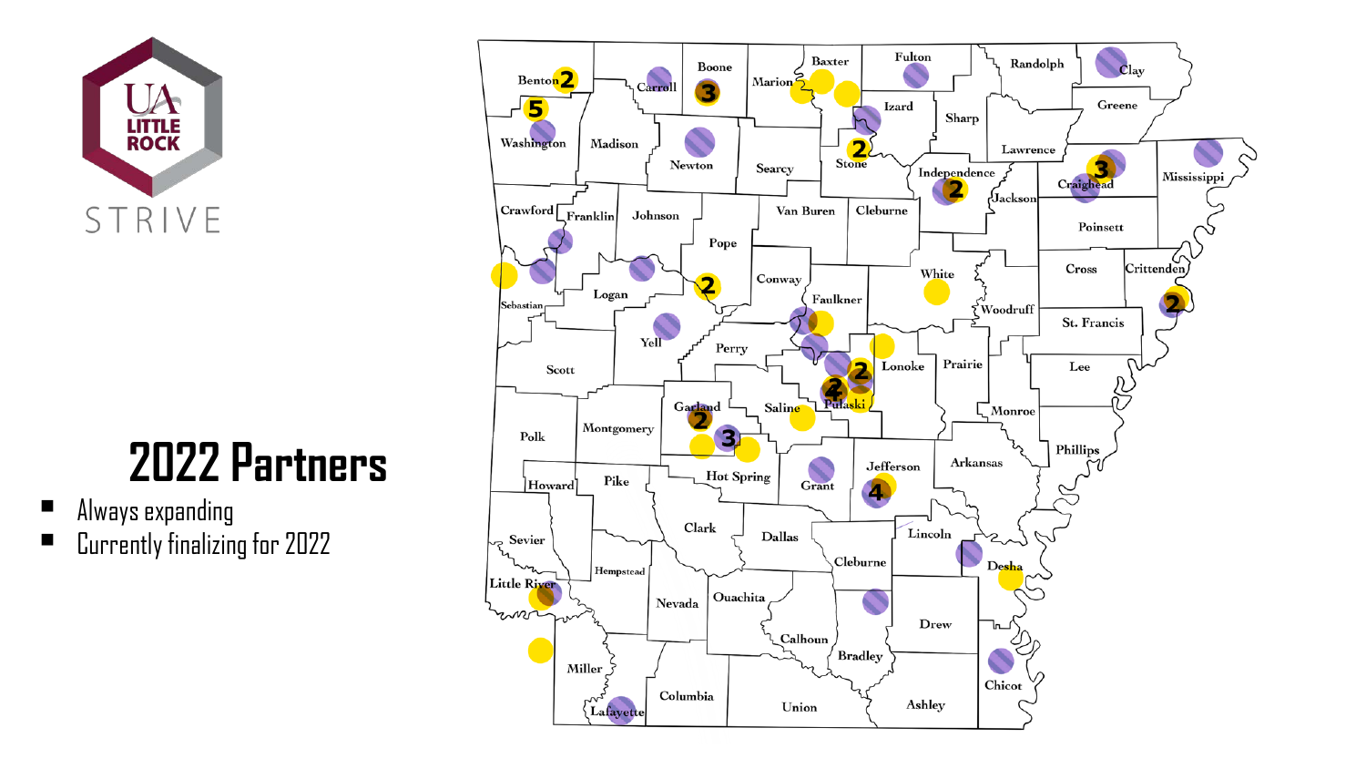UA LITTLE ROCK

STRIVE

# 2022 Partners

- Always expanding
- Currently finalizing for 2022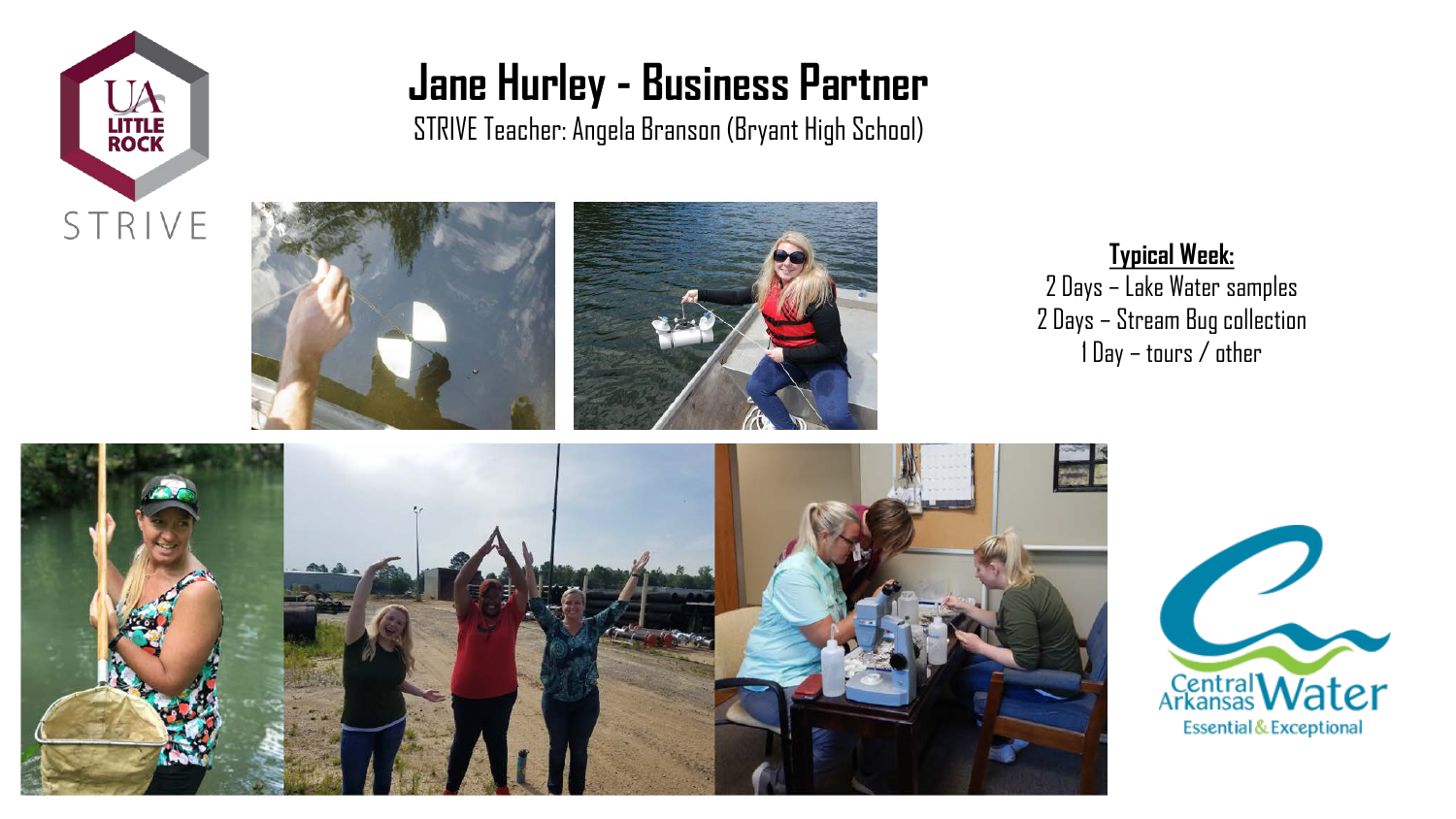# Jane Hurley - Business Partner

STRIVE Teacher: Angela Branson (Bryant High School)

**Typical Week:**

2 Days – Lake Water samples
2 Days – Stream Bug collection
1 Day – tours / other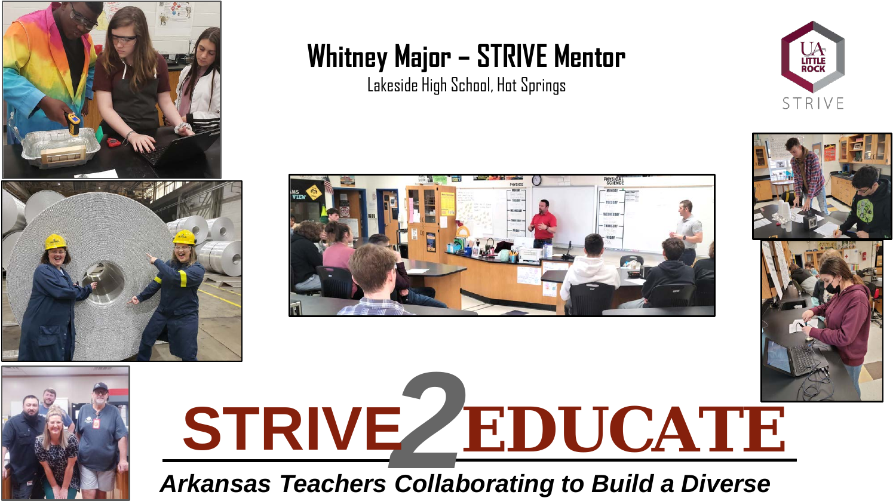# Whitney Major – STRIVE Mentor

Lakeside High School, Hot Springs

UA LITTLE ROCK STRIVE

STRIVE2EDUCATE

*Arkansas Teachers Collaborating to Build a Diverse*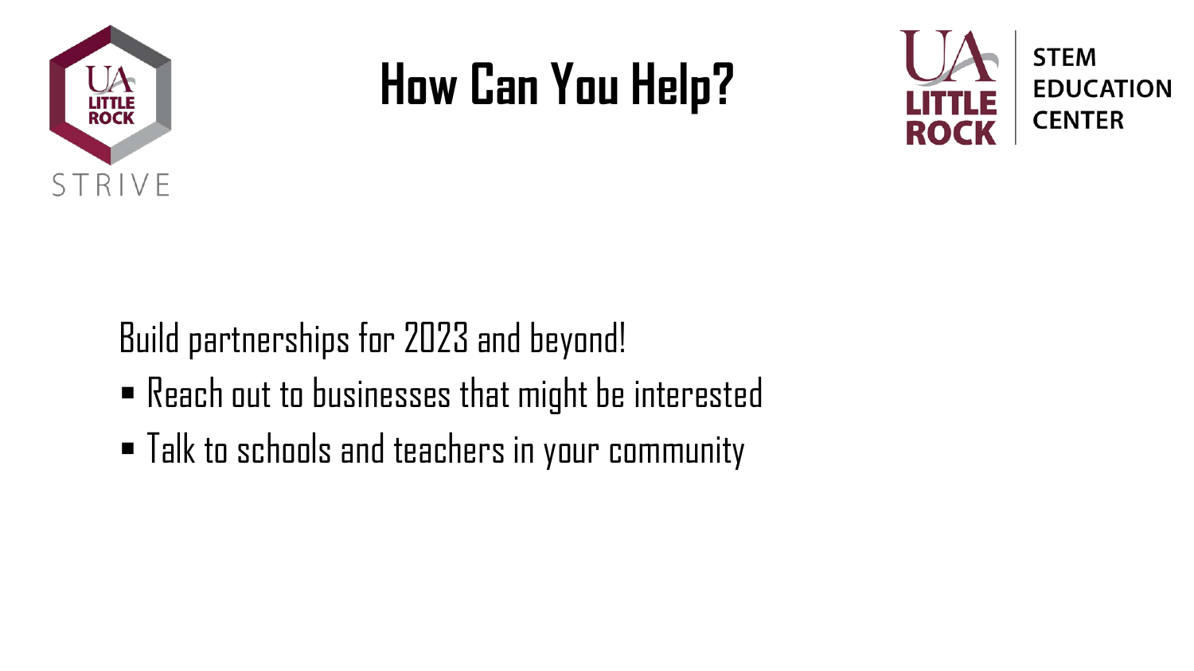# How Can You Help?

Build partnerships for 2023 and beyond!

- Reach out to businesses that might be interested
- Talk to schools and teachers in your community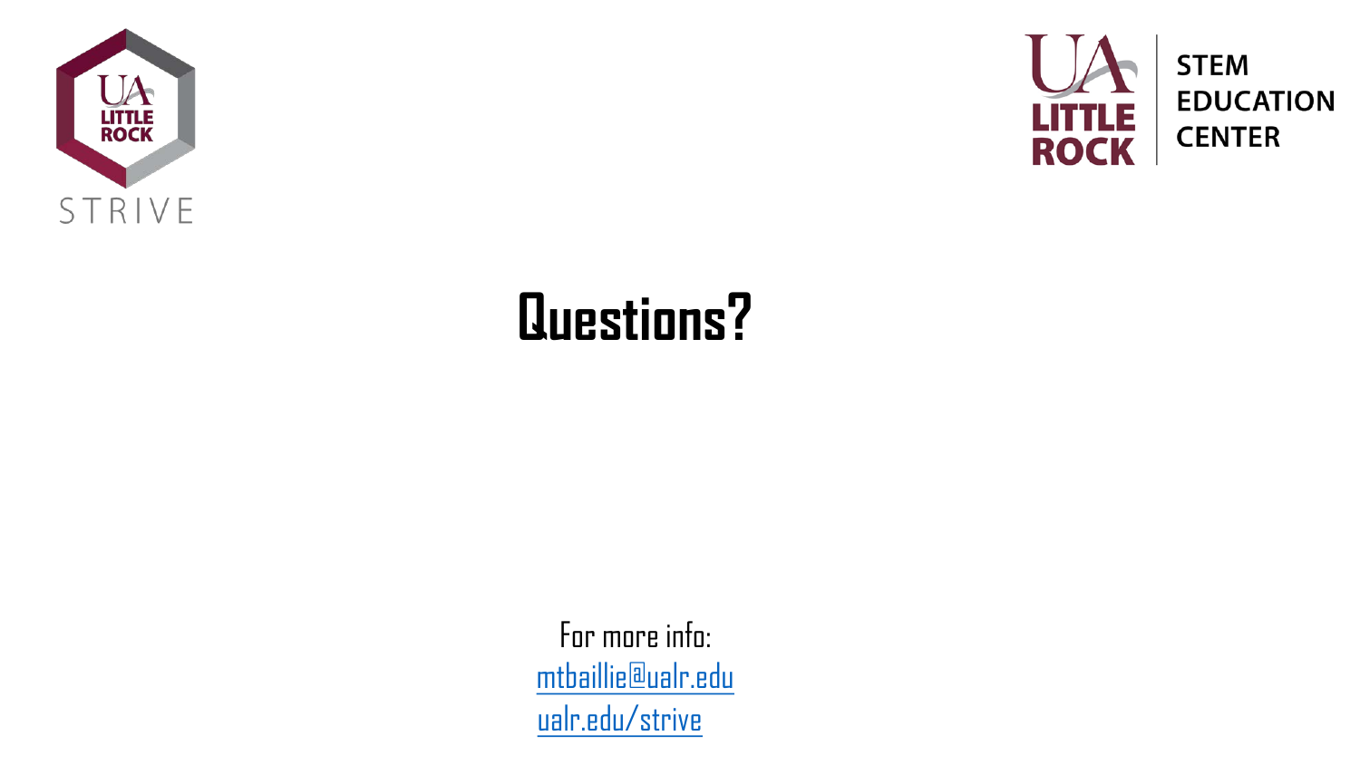# Questions?

For more info:
mtbaillie@ualr.edu
ualr.edu/strive